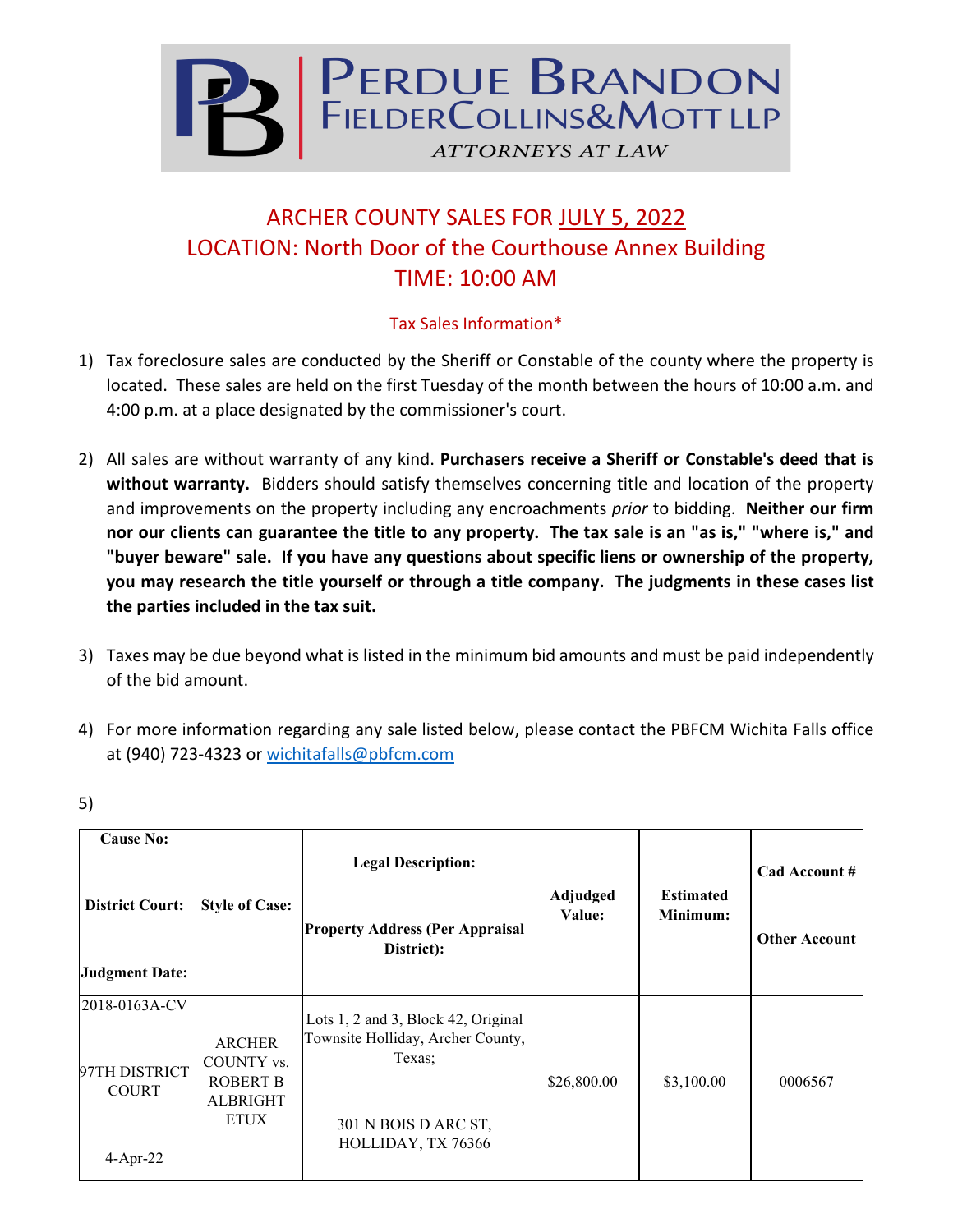**PERDUE BRANDON FIELDER COLLINS & MOTT LLP**
*ATTORNEYS AT LAW*

## ARCHER COUNTY SALES FOR JULY 5, 2022
## LOCATION: North Door of the Courthouse Annex Building
## TIME: 10:00 AM

### Tax Sales Information*

1) Tax foreclosure sales are conducted by the Sheriff or Constable of the county where the property is located. These sales are held on the first Tuesday of the month between the hours of 10:00 a.m. and 4:00 p.m. at a place designated by the commissioner's court.

2) All sales are without warranty of any kind. **Purchasers receive a Sheriff or Constable's deed that is without warranty.** Bidders should satisfy themselves concerning title and location of the property and improvements on the property including any encroachments *prior* to bidding. **Neither our firm nor our clients can guarantee the title to any property. The tax sale is an "as is," "where is," and "buyer beware" sale. If you have any questions about specific liens or ownership of the property, you may research the title yourself or through a title company. The judgments in these cases list the parties included in the tax suit.**

3) Taxes may be due beyond what is listed in the minimum bid amounts and must be paid independently of the bid amount.

4) For more information regarding any sale listed below, please contact the PBFCM Wichita Falls office at (940) 723-4323 or wichitafalls@pbfcm.com

5)

| Cause No: / District Court: / Judgment Date: | Style of Case: | Legal Description: / Property Address (Per Appraisal District): | Adjudged Value: | Estimated Minimum: | Cad Account # / Other Account |
|---|---|---|---|---|---|
| 2018-0163A-CV / 97TH DISTRICT COURT / 4-Apr-22 | ARCHER COUNTY vs. ROBERT B ALBRIGHT ETUX | Lots 1, 2 and 3, Block 42, Original Townsite Holliday, Archer County, Texas; / 301 N BOIS D ARC ST, HOLLIDAY, TX 76366 | $26,800.00 | $3,100.00 | 0006567 |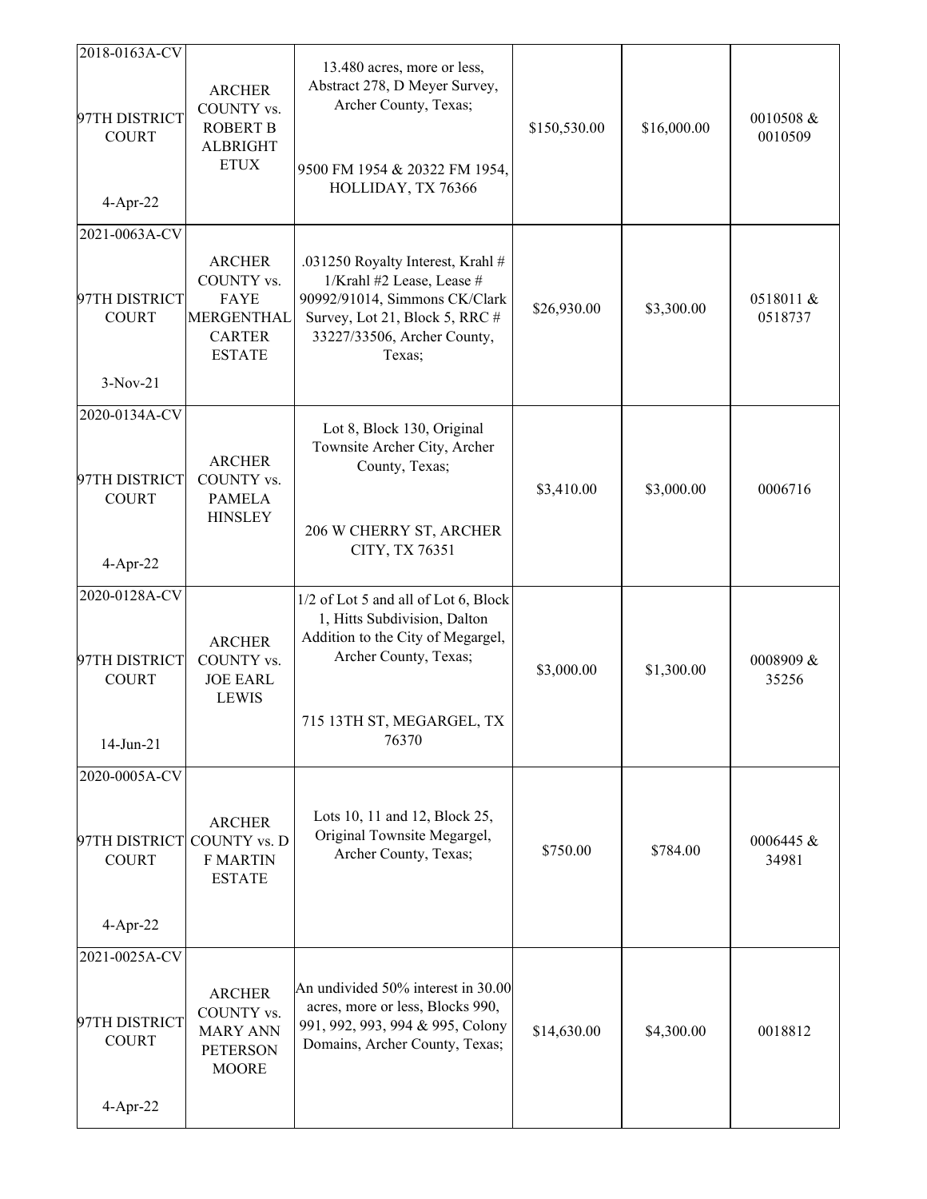| | | | | | |
|---|---|---|---|---|---|
| 2018-0163A-CV<br><br>97TH DISTRICT COURT<br><br>4-Apr-22 | ARCHER COUNTY vs. ROBERT B ALBRIGHT ETUX | 13.480 acres, more or less, Abstract 278, D Meyer Survey, Archer County, Texas;<br><br>9500 FM 1954 & 20322 FM 1954, HOLLIDAY, TX 76366 | $150,530.00 | $16,000.00 | 0010508 & 0010509 |
| 2021-0063A-CV<br><br>97TH DISTRICT COURT<br><br>3-Nov-21 | ARCHER COUNTY vs. FAYE MERGENTHAL CARTER ESTATE | .031250 Royalty Interest, Krahl # 1/Krahl #2 Lease, Lease # 90992/91014, Simmons CK/Clark Survey, Lot 21, Block 5, RRC # 33227/33506, Archer County, Texas; | $26,930.00 | $3,300.00 | 0518011 & 0518737 |
| 2020-0134A-CV<br><br>97TH DISTRICT COURT<br><br>4-Apr-22 | ARCHER COUNTY vs. PAMELA HINSLEY | Lot 8, Block 130, Original Townsite Archer City, Archer County, Texas;<br><br>206 W CHERRY ST, ARCHER CITY, TX 76351 | $3,410.00 | $3,000.00 | 0006716 |
| 2020-0128A-CV<br><br>97TH DISTRICT COURT<br><br>14-Jun-21 | ARCHER COUNTY vs. JOE EARL LEWIS | 1/2 of Lot 5 and all of Lot 6, Block 1, Hitts Subdivision, Dalton Addition to the City of Megargel, Archer County, Texas;<br><br>715 13TH ST, MEGARGEL, TX 76370 | $3,000.00 | $1,300.00 | 0008909 & 35256 |
| 2020-0005A-CV<br><br>97TH DISTRICT COURT<br><br>4-Apr-22 | ARCHER COUNTY vs. D F MARTIN ESTATE | Lots 10, 11 and 12, Block 25, Original Townsite Megargel, Archer County, Texas; | $750.00 | $784.00 | 0006445 & 34981 |
| 2021-0025A-CV<br><br>97TH DISTRICT COURT<br><br>4-Apr-22 | ARCHER COUNTY vs. MARY ANN PETERSON MOORE | An undivided 50% interest in 30.00 acres, more or less, Blocks 990, 991, 992, 993, 994 & 995, Colony Domains, Archer County, Texas; | $14,630.00 | $4,300.00 | 0018812 |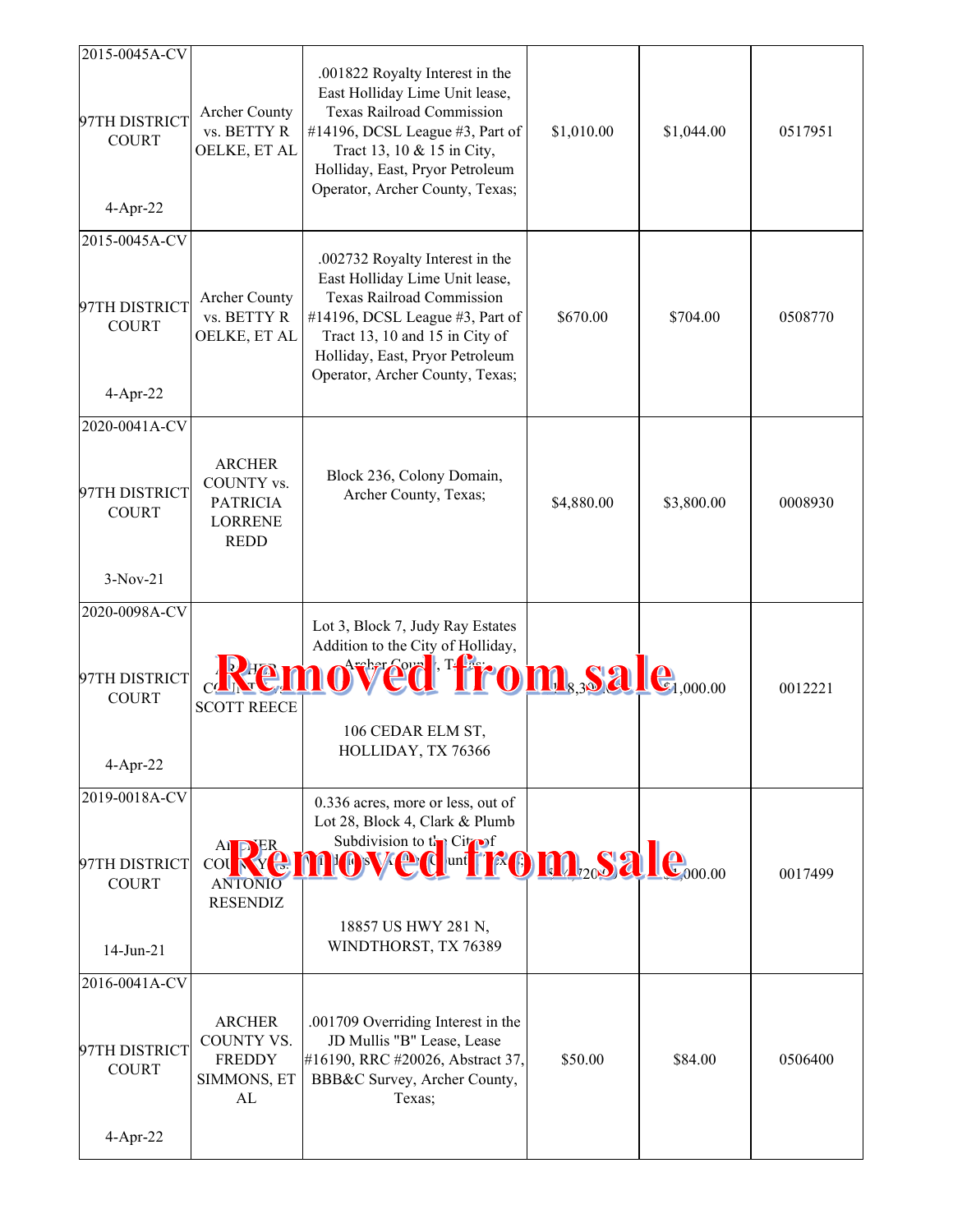| | | | | | |
|---|---|---|---|---|---|
| 2015-0045A-CV 97TH DISTRICT COURT 4-Apr-22 | Archer County vs. BETTY R OELKE, ET AL | .001822 Royalty Interest in the East Holliday Lime Unit lease, Texas Railroad Commission #14196, DCSL League #3, Part of Tract 13, 10 & 15 in City, Holliday, East, Pryor Petroleum Operator, Archer County, Texas; | $1,010.00 | $1,044.00 | 0517951 |
| 2015-0045A-CV 97TH DISTRICT COURT 4-Apr-22 | Archer County vs. BETTY R OELKE, ET AL | .002732 Royalty Interest in the East Holliday Lime Unit lease, Texas Railroad Commission #14196, DCSL League #3, Part of Tract 13, 10 and 15 in City of Holliday, East, Pryor Petroleum Operator, Archer County, Texas; | $670.00 | $704.00 | 0508770 |
| 2020-0041A-CV 97TH DISTRICT COURT 3-Nov-21 | ARCHER COUNTY vs. PATRICIA LORRENE REDD | Block 236, Colony Domain, Archer County, Texas; | $4,880.00 | $3,800.00 | 0008930 |
| 2020-0098A-CV 97TH DISTRICT COURT 4-Apr-22 | ARCHER COUNTY vs. SCOTT REECE | Lot 3, Block 7, Judy Ray Estates Addition to the City of Holliday, Archer County, Texas; 106 CEDAR ELM ST, HOLLIDAY, TX 76366 **Removed from sale** | $18,39… | $1,000.00 | 0012221 |
| 2019-0018A-CV 97TH DISTRICT COURT 14-Jun-21 | ARCHER COUNTY vs. ANTONIO RESENDIZ | 0.336 acres, more or less, out of Lot 28, Block 4, Clark & Plumb Subdivision to the City of …, Archer County, Texas; 18857 US HWY 281 N, WINDTHORST, TX 76389 **Removed from sale** | $…,720… | $…,000.00 | 0017499 |
| 2016-0041A-CV 97TH DISTRICT COURT 4-Apr-22 | ARCHER COUNTY VS. FREDDY SIMMONS, ET AL | .001709 Overriding Interest in the JD Mullis "B" Lease, Lease #16190, RRC #20026, Abstract 37, BBB&C Survey, Archer County, Texas; | $50.00 | $84.00 | 0506400 |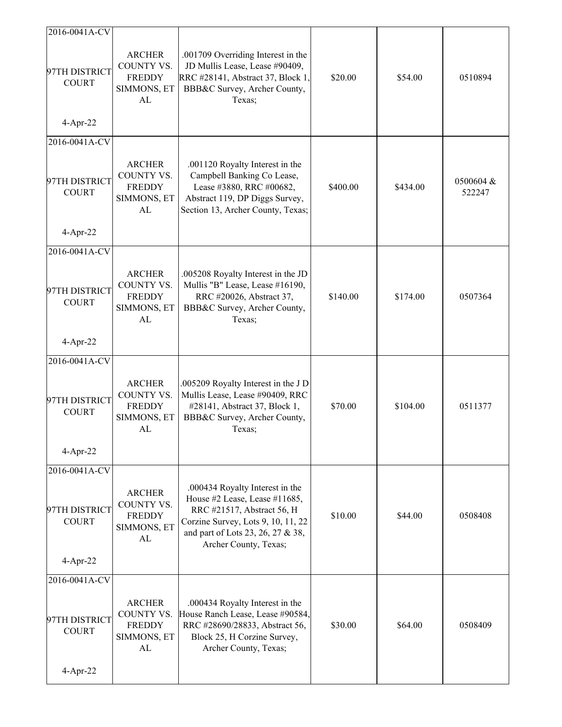| | | | | | |
|---|---|---|---|---|---|
| 2016-0041A-CV<br><br>97TH DISTRICT COURT<br><br>4-Apr-22 | ARCHER COUNTY VS. FREDDY SIMMONS, ET AL | .001709 Overriding Interest in the JD Mullis Lease, Lease #90409, RRC #28141, Abstract 37, Block 1, BBB&C Survey, Archer County, Texas; | $20.00 | $54.00 | 0510894 |
| 2016-0041A-CV<br><br>97TH DISTRICT COURT<br><br>4-Apr-22 | ARCHER COUNTY VS. FREDDY SIMMONS, ET AL | .001120 Royalty Interest in the Campbell Banking Co Lease, Lease #3880, RRC #00682, Abstract 119, DP Diggs Survey, Section 13, Archer County, Texas; | $400.00 | $434.00 | 0500604 & 522247 |
| 2016-0041A-CV<br><br>97TH DISTRICT COURT<br><br>4-Apr-22 | ARCHER COUNTY VS. FREDDY SIMMONS, ET AL | .005208 Royalty Interest in the JD Mullis "B" Lease, Lease #16190, RRC #20026, Abstract 37, BBB&C Survey, Archer County, Texas; | $140.00 | $174.00 | 0507364 |
| 2016-0041A-CV<br><br>97TH DISTRICT COURT<br><br>4-Apr-22 | ARCHER COUNTY VS. FREDDY SIMMONS, ET AL | .005209 Royalty Interest in the J D Mullis Lease, Lease #90409, RRC #28141, Abstract 37, Block 1, BBB&C Survey, Archer County, Texas; | $70.00 | $104.00 | 0511377 |
| 2016-0041A-CV<br><br>97TH DISTRICT COURT<br><br>4-Apr-22 | ARCHER COUNTY VS. FREDDY SIMMONS, ET AL | .000434 Royalty Interest in the House #2 Lease, Lease #11685, RRC #21517, Abstract 56, H Corzine Survey, Lots 9, 10, 11, 22 and part of Lots 23, 26, 27 & 38, Archer County, Texas; | $10.00 | $44.00 | 0508408 |
| 2016-0041A-CV<br><br>97TH DISTRICT COURT<br><br>4-Apr-22 | ARCHER COUNTY VS. FREDDY SIMMONS, ET AL | .000434 Royalty Interest in the House Ranch Lease, Lease #90584, RRC #28690/28833, Abstract 56, Block 25, H Corzine Survey, Archer County, Texas; | $30.00 | $64.00 | 0508409 |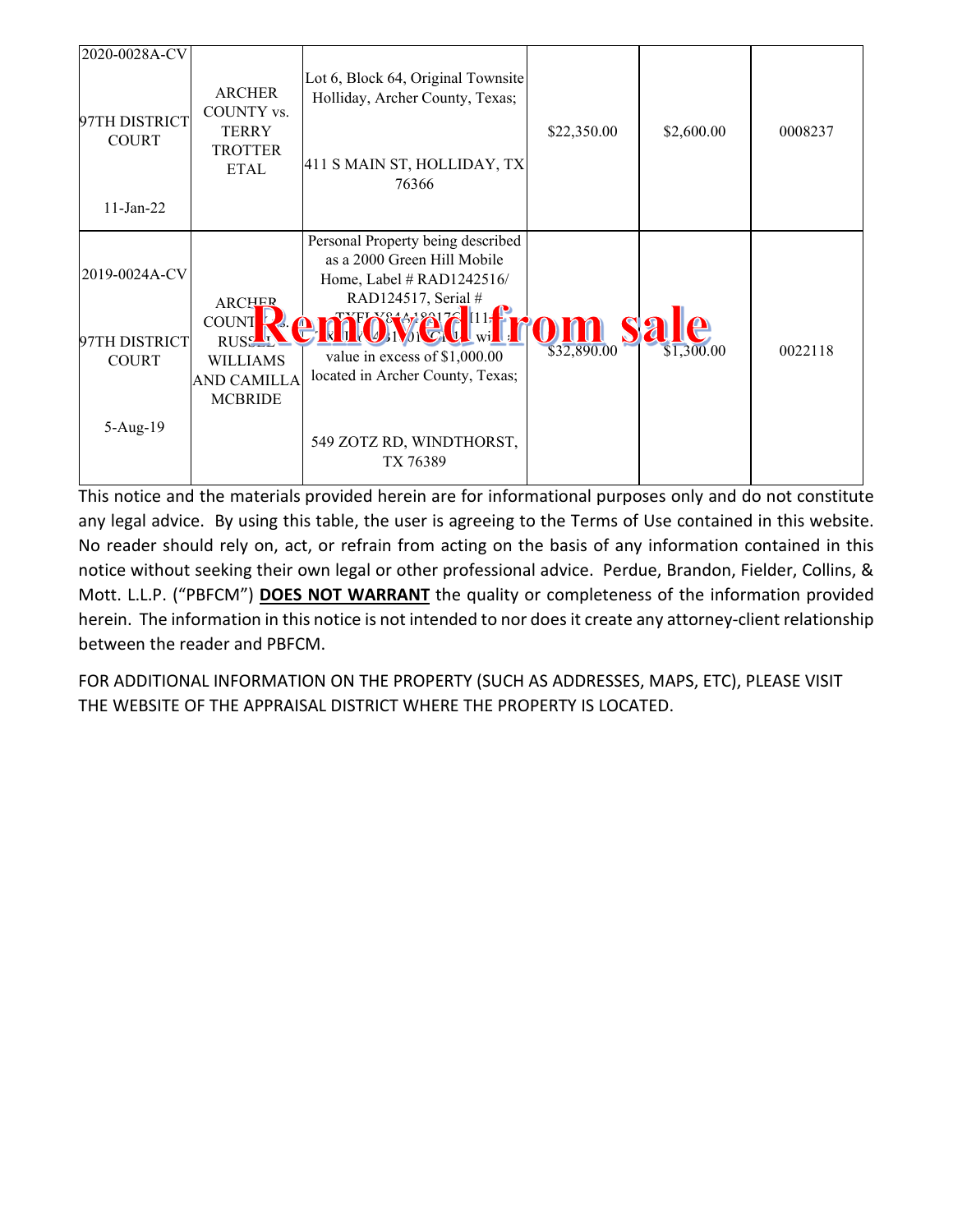| | | | | | |
|---|---|---|---|---|---|
| 2020-0028A-CV<br><br>97TH DISTRICT COURT<br><br>11-Jan-22 | ARCHER COUNTY vs. TERRY TROTTER ETAL | Lot 6, Block 64, Original Townsite Holliday, Archer County, Texas;<br><br>411 S MAIN ST, HOLLIDAY, TX 76366 | $22,350.00 | $2,600.00 | 0008237 |
| 2019-0024A-CV<br><br>97TH DISTRICT COURT<br><br>5-Aug-19 | ARCHER COUNTY vs. RUSSELL WILLIAMS AND CAMILLA MCBRIDE | Personal Property being described as a 2000 Green Hill Mobile Home, Label # RAD1242516/ RAD124517, Serial # TXFLY84A18017G [11-]... with a value in excess of $1,000.00 located in Archer County, Texas;<br><br>549 ZOTZ RD, WINDTHORST, TX 76389 | $32,890.00 | $1,300.00 | 0022118 |

Removed from sale

This notice and the materials provided herein are for informational purposes only and do not constitute any legal advice. By using this table, the user is agreeing to the Terms of Use contained in this website. No reader should rely on, act, or refrain from acting on the basis of any information contained in this notice without seeking their own legal or other professional advice. Perdue, Brandon, Fielder, Collins, & Mott. L.L.P. ("PBFCM") **DOES NOT WARRANT** the quality or completeness of the information provided herein. The information in this notice is not intended to nor does it create any attorney-client relationship between the reader and PBFCM.

FOR ADDITIONAL INFORMATION ON THE PROPERTY (SUCH AS ADDRESSES, MAPS, ETC), PLEASE VISIT THE WEBSITE OF THE APPRAISAL DISTRICT WHERE THE PROPERTY IS LOCATED.